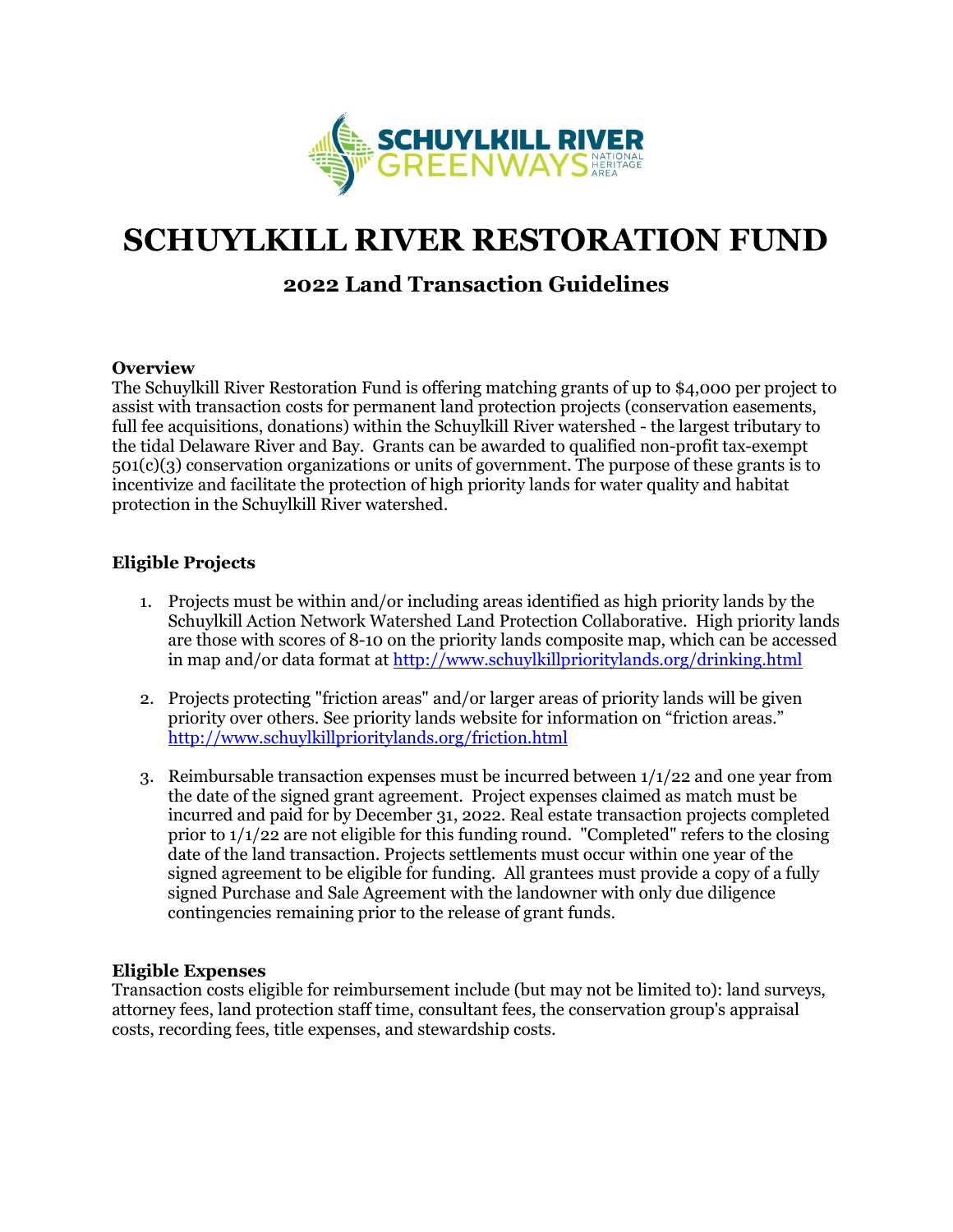# SCHUYLKILL RIVER RESTORATION FUND

## 2022 Land Transaction Guidelines

**Overview**
The Schuylkill River Restoration Fund is offering matching grants of up to $4,000 per project to assist with transaction costs for permanent land protection projects (conservation easements, full fee acquisitions, donations) within the Schuylkill River watershed - the largest tributary to the tidal Delaware River and Bay. Grants can be awarded to qualified non-profit tax-exempt 501(c)(3) conservation organizations or units of government. The purpose of these grants is to incentivize and facilitate the protection of high priority lands for water quality and habitat protection in the Schuylkill River watershed.

**Eligible Projects**

1. Projects must be within and/or including areas identified as high priority lands by the Schuylkill Action Network Watershed Land Protection Collaborative. High priority lands are those with scores of 8-10 on the priority lands composite map, which can be accessed in map and/or data format at http://www.schuylkillprioritylands.org/drinking.html

2. Projects protecting "friction areas" and/or larger areas of priority lands will be given priority over others. See priority lands website for information on "friction areas." http://www.schuylkillprioritylands.org/friction.html

3. Reimbursable transaction expenses must be incurred between 1/1/22 and one year from the date of the signed grant agreement. Project expenses claimed as match must be incurred and paid for by December 31, 2022. Real estate transaction projects completed prior to 1/1/22 are not eligible for this funding round. "Completed" refers to the closing date of the land transaction. Projects settlements must occur within one year of the signed agreement to be eligible for funding. All grantees must provide a copy of a fully signed Purchase and Sale Agreement with the landowner with only due diligence contingencies remaining prior to the release of grant funds.

**Eligible Expenses**
Transaction costs eligible for reimbursement include (but may not be limited to): land surveys, attorney fees, land protection staff time, consultant fees, the conservation group's appraisal costs, recording fees, title expenses, and stewardship costs.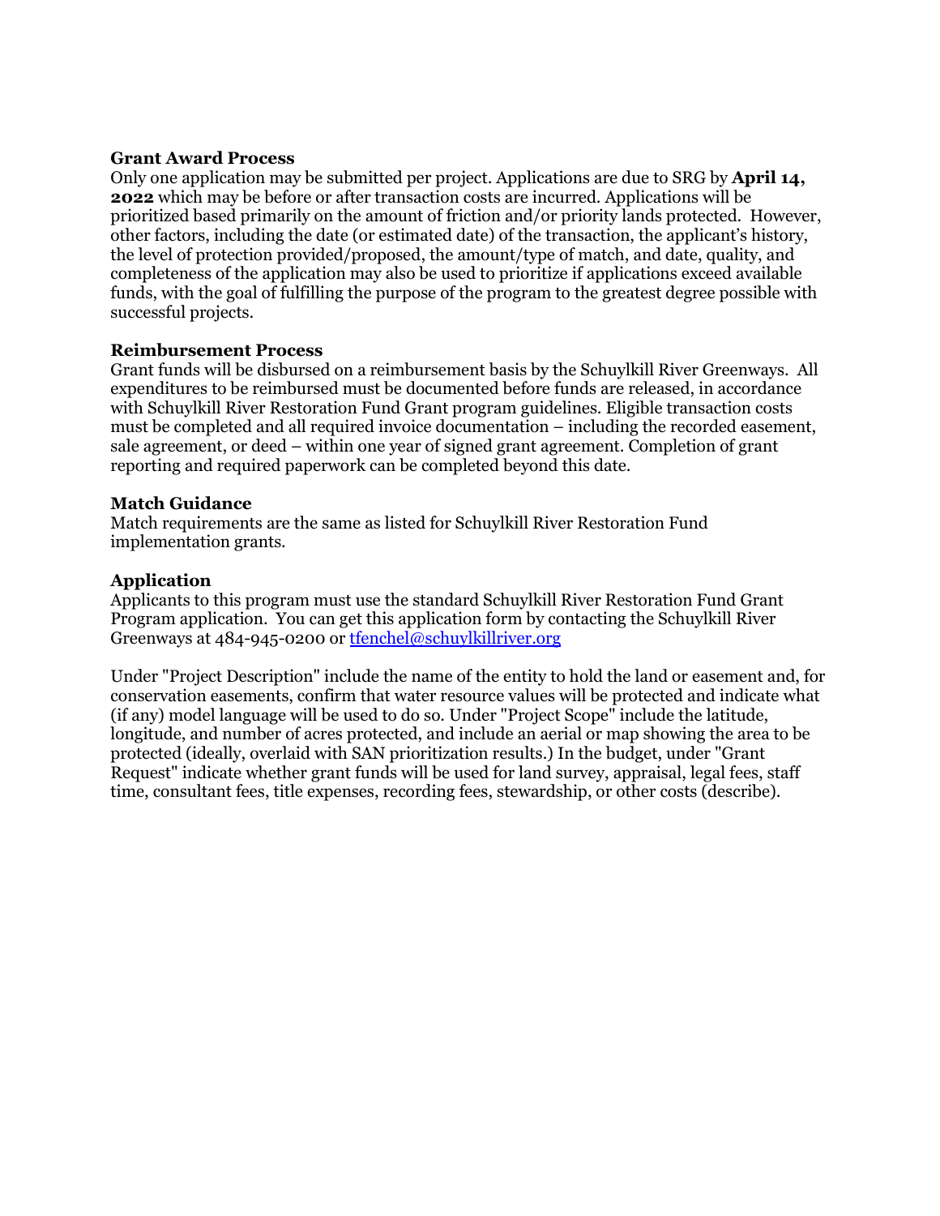### Grant Award Process

Only one application may be submitted per project. Applications are due to SRG by **April 14, 2022** which may be before or after transaction costs are incurred. Applications will be prioritized based primarily on the amount of friction and/or priority lands protected. However, other factors, including the date (or estimated date) of the transaction, the applicant's history, the level of protection provided/proposed, the amount/type of match, and date, quality, and completeness of the application may also be used to prioritize if applications exceed available funds, with the goal of fulfilling the purpose of the program to the greatest degree possible with successful projects.

### Reimbursement Process

Grant funds will be disbursed on a reimbursement basis by the Schuylkill River Greenways. All expenditures to be reimbursed must be documented before funds are released, in accordance with Schuylkill River Restoration Fund Grant program guidelines. Eligible transaction costs must be completed and all required invoice documentation – including the recorded easement, sale agreement, or deed – within one year of signed grant agreement. Completion of grant reporting and required paperwork can be completed beyond this date.

### Match Guidance

Match requirements are the same as listed for Schuylkill River Restoration Fund implementation grants.

### Application

Applicants to this program must use the standard Schuylkill River Restoration Fund Grant Program application. You can get this application form by contacting the Schuylkill River Greenways at 484-945-0200 or [tfenchel@schuylkillriver.org](mailto:tfenchel@schuylkillriver.org)

Under "Project Description" include the name of the entity to hold the land or easement and, for conservation easements, confirm that water resource values will be protected and indicate what (if any) model language will be used to do so. Under "Project Scope" include the latitude, longitude, and number of acres protected, and include an aerial or map showing the area to be protected (ideally, overlaid with SAN prioritization results.) In the budget, under "Grant Request" indicate whether grant funds will be used for land survey, appraisal, legal fees, staff time, consultant fees, title expenses, recording fees, stewardship, or other costs (describe).